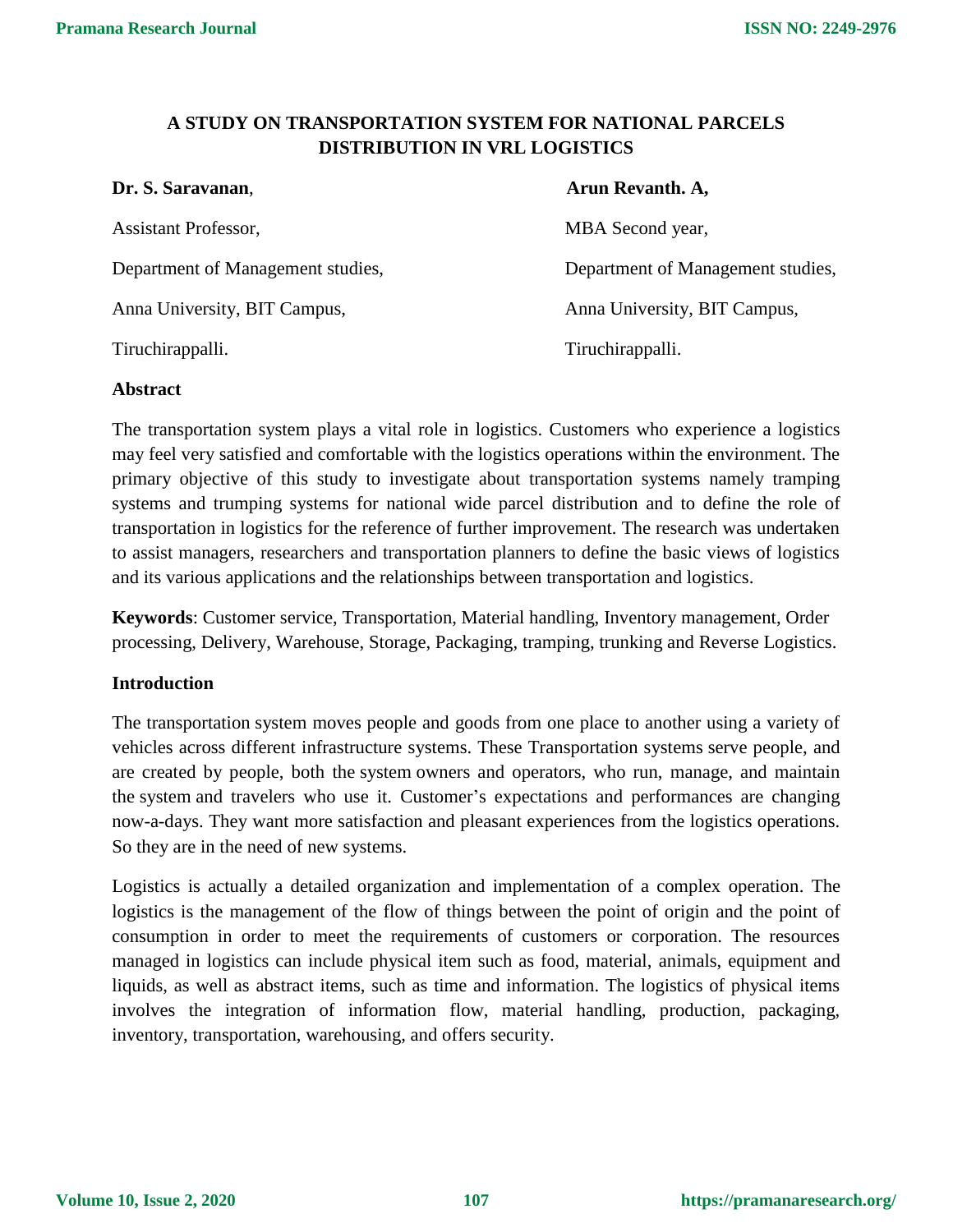# A STUDY ON TRANSPORTATION SYSTEM FOR NATIONAL PARCELS DISTRIBUTION IN VRL LOGISTICS

**Dr. S. Saravanan**,

Assistant Professor,

Department of Management studies,

Anna University, BIT Campus,

Tiruchirappalli.

**Arun Revanth. A,**

MBA Second year,

Department of Management studies,

Anna University, BIT Campus,

Tiruchirappalli.

## Abstract

The transportation system plays a vital role in logistics. Customers who experience a logistics may feel very satisfied and comfortable with the logistics operations within the environment. The primary objective of this study to investigate about transportation systems namely tramping systems and trumping systems for national wide parcel distribution and to define the role of transportation in logistics for the reference of further improvement. The research was undertaken to assist managers, researchers and transportation planners to define the basic views of logistics and its various applications and the relationships between transportation and logistics.

**Keywords**: Customer service, Transportation, Material handling, Inventory management, Order processing, Delivery, Warehouse, Storage, Packaging, tramping, trunking and Reverse Logistics.

## Introduction

The transportation system moves people and goods from one place to another using a variety of vehicles across different infrastructure systems. These Transportation systems serve people, and are created by people, both the system owners and operators, who run, manage, and maintain the system and travelers who use it. Customer's expectations and performances are changing now-a-days. They want more satisfaction and pleasant experiences from the logistics operations. So they are in the need of new systems.

Logistics is actually a detailed organization and implementation of a complex operation. The logistics is the management of the flow of things between the point of origin and the point of consumption in order to meet the requirements of customers or corporation. The resources managed in logistics can include physical item such as food, material, animals, equipment and liquids, as well as abstract items, such as time and information. The logistics of physical items involves the integration of information flow, material handling, production, packaging, inventory, transportation, warehousing, and offers security.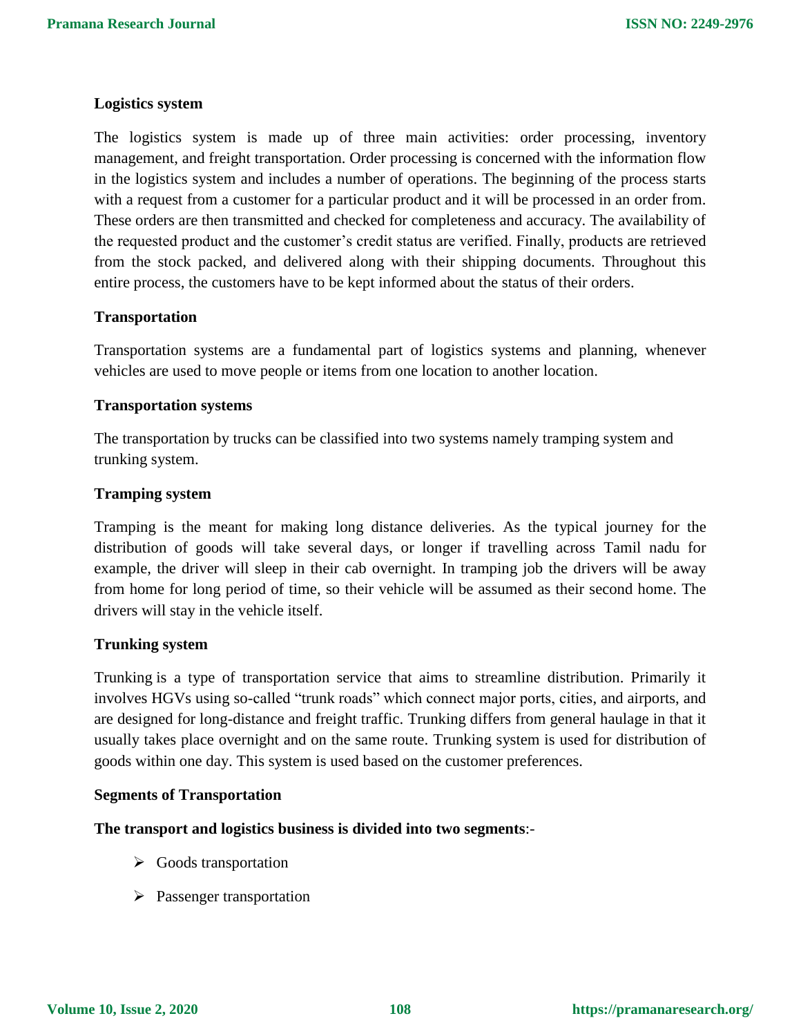**Logistics system**

The logistics system is made up of three main activities: order processing, inventory management, and freight transportation. Order processing is concerned with the information flow in the logistics system and includes a number of operations. The beginning of the process starts with a request from a customer for a particular product and it will be processed in an order from. These orders are then transmitted and checked for completeness and accuracy. The availability of the requested product and the customer's credit status are verified. Finally, products are retrieved from the stock packed, and delivered along with their shipping documents. Throughout this entire process, the customers have to be kept informed about the status of their orders.

**Transportation**

Transportation systems are a fundamental part of logistics systems and planning, whenever vehicles are used to move people or items from one location to another location.

**Transportation systems**

The transportation by trucks can be classified into two systems namely tramping system and trunking system.

**Tramping system**

Tramping is the meant for making long distance deliveries. As the typical journey for the distribution of goods will take several days, or longer if travelling across Tamil nadu for example, the driver will sleep in their cab overnight. In tramping job the drivers will be away from home for long period of time, so their vehicle will be assumed as their second home. The drivers will stay in the vehicle itself.

**Trunking system**

Trunking is a type of transportation service that aims to streamline distribution. Primarily it involves HGVs using so-called "trunk roads" which connect major ports, cities, and airports, and are designed for long-distance and freight traffic. Trunking differs from general haulage in that it usually takes place overnight and on the same route. Trunking system is used for distribution of goods within one day. This system is used based on the customer preferences.

**Segments of Transportation**

**The transport and logistics business is divided into two segments**:-

- Goods transportation
- Passenger transportation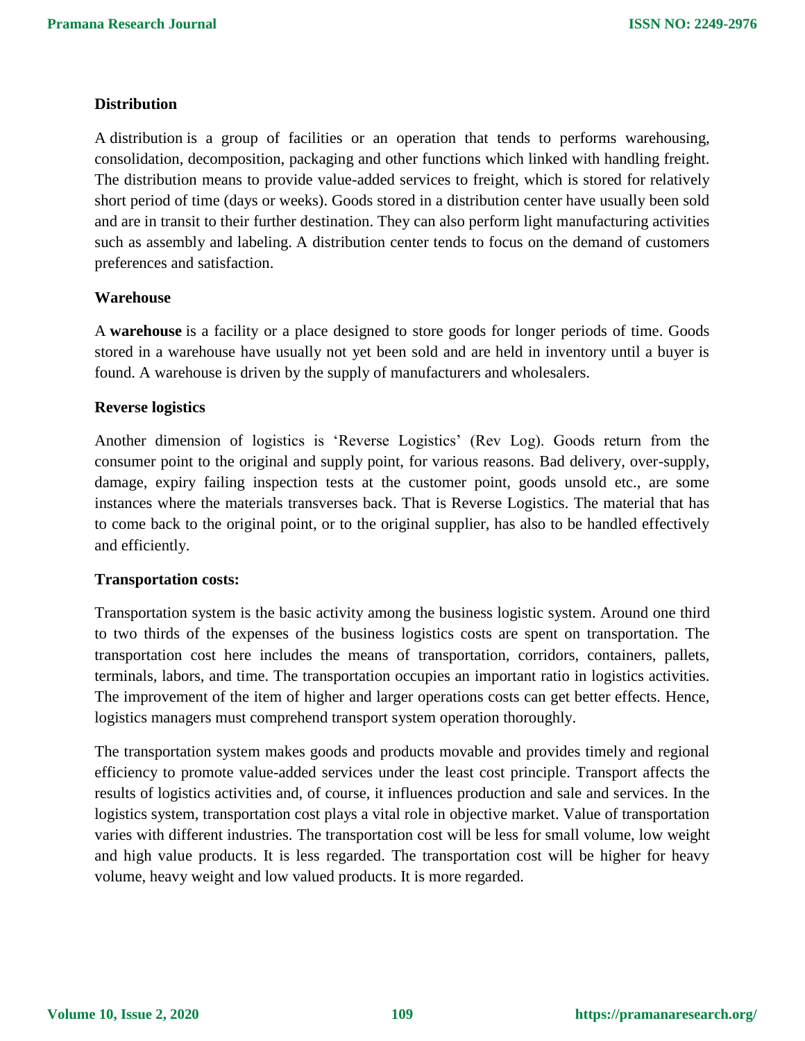### Distribution

A distribution is a group of facilities or an operation that tends to performs warehousing, consolidation, decomposition, packaging and other functions which linked with handling freight. The distribution means to provide value-added services to freight, which is stored for relatively short period of time (days or weeks). Goods stored in a distribution center have usually been sold and are in transit to their further destination. They can also perform light manufacturing activities such as assembly and labeling. A distribution center tends to focus on the demand of customers preferences and satisfaction.

### Warehouse

A **warehouse** is a facility or a place designed to store goods for longer periods of time. Goods stored in a warehouse have usually not yet been sold and are held in inventory until a buyer is found. A warehouse is driven by the supply of manufacturers and wholesalers.

### Reverse logistics

Another dimension of logistics is 'Reverse Logistics' (Rev Log). Goods return from the consumer point to the original and supply point, for various reasons. Bad delivery, over-supply, damage, expiry failing inspection tests at the customer point, goods unsold etc., are some instances where the materials transverses back. That is Reverse Logistics. The material that has to come back to the original point, or to the original supplier, has also to be handled effectively and efficiently.

### Transportation costs:

Transportation system is the basic activity among the business logistic system. Around one third to two thirds of the expenses of the business logistics costs are spent on transportation. The transportation cost here includes the means of transportation, corridors, containers, pallets, terminals, labors, and time. The transportation occupies an important ratio in logistics activities. The improvement of the item of higher and larger operations costs can get better effects. Hence, logistics managers must comprehend transport system operation thoroughly.

The transportation system makes goods and products movable and provides timely and regional efficiency to promote value-added services under the least cost principle. Transport affects the results of logistics activities and, of course, it influences production and sale and services. In the logistics system, transportation cost plays a vital role in objective market. Value of transportation varies with different industries. The transportation cost will be less for small volume, low weight and high value products. It is less regarded. The transportation cost will be higher for heavy volume, heavy weight and low valued products. It is more regarded.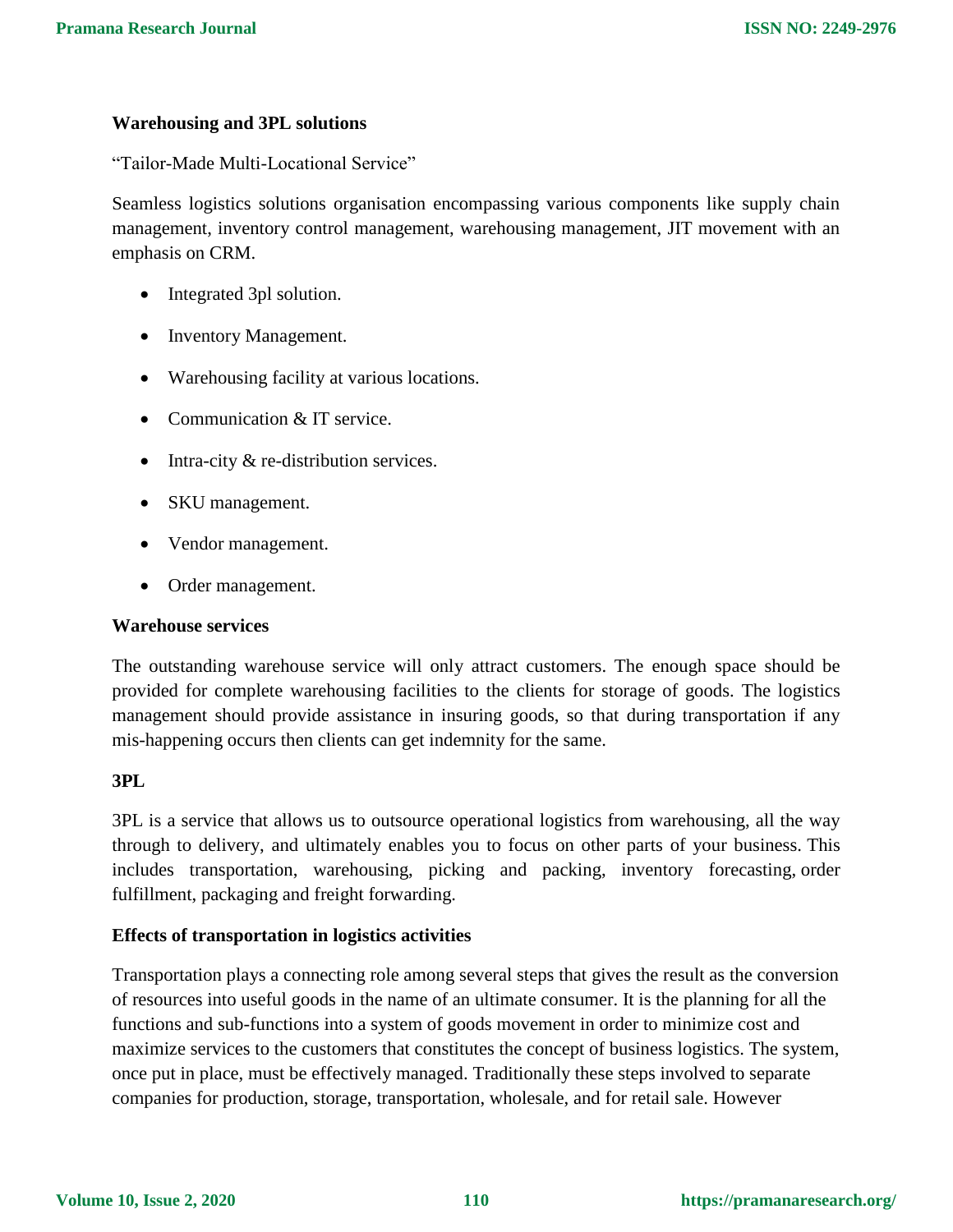**Warehousing and 3PL solutions**

"Tailor-Made Multi-Locational Service"

Seamless logistics solutions organisation encompassing various components like supply chain management, inventory control management, warehousing management, JIT movement with an emphasis on CRM.

- Integrated 3pl solution.
- Inventory Management.
- Warehousing facility at various locations.
- Communication & IT service.
- Intra-city & re-distribution services.
- SKU management.
- Vendor management.
- Order management.

**Warehouse services**

The outstanding warehouse service will only attract customers. The enough space should be provided for complete warehousing facilities to the clients for storage of goods. The logistics management should provide assistance in insuring goods, so that during transportation if any mis-happening occurs then clients can get indemnity for the same.

**3PL**

3PL is a service that allows us to outsource operational logistics from warehousing, all the way through to delivery, and ultimately enables you to focus on other parts of your business. This includes transportation, warehousing, picking and packing, inventory forecasting, order fulfillment, packaging and freight forwarding.

**Effects of transportation in logistics activities**

Transportation plays a connecting role among several steps that gives the result as the conversion of resources into useful goods in the name of an ultimate consumer. It is the planning for all the functions and sub-functions into a system of goods movement in order to minimize cost and maximize services to the customers that constitutes the concept of business logistics. The system, once put in place, must be effectively managed. Traditionally these steps involved to separate companies for production, storage, transportation, wholesale, and for retail sale. However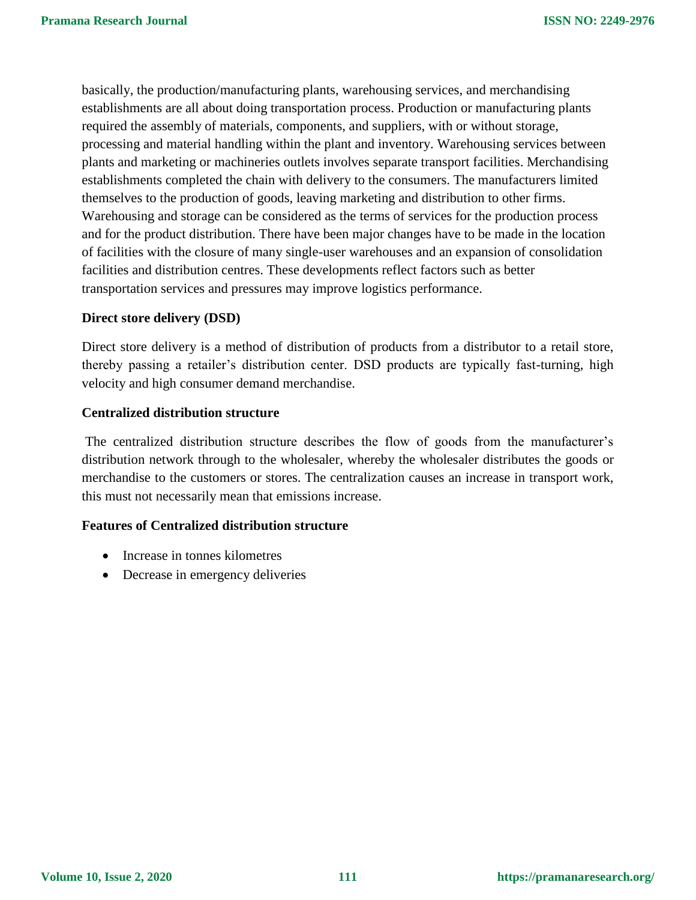basically, the production/manufacturing plants, warehousing services, and merchandising establishments are all about doing transportation process. Production or manufacturing plants required the assembly of materials, components, and suppliers, with or without storage, processing and material handling within the plant and inventory. Warehousing services between plants and marketing or machineries outlets involves separate transport facilities. Merchandising establishments completed the chain with delivery to the consumers. The manufacturers limited themselves to the production of goods, leaving marketing and distribution to other firms. Warehousing and storage can be considered as the terms of services for the production process and for the product distribution. There have been major changes have to be made in the location of facilities with the closure of many single-user warehouses and an expansion of consolidation facilities and distribution centres. These developments reflect factors such as better transportation services and pressures may improve logistics performance.

**Direct store delivery (DSD)**

Direct store delivery is a method of distribution of products from a distributor to a retail store, thereby passing a retailer's distribution center. DSD products are typically fast-turning, high velocity and high consumer demand merchandise.

**Centralized distribution structure**

The centralized distribution structure describes the flow of goods from the manufacturer's distribution network through to the wholesaler, whereby the wholesaler distributes the goods or merchandise to the customers or stores. The centralization causes an increase in transport work, this must not necessarily mean that emissions increase.

**Features of Centralized distribution structure**

- Increase in tonnes kilometres
- Decrease in emergency deliveries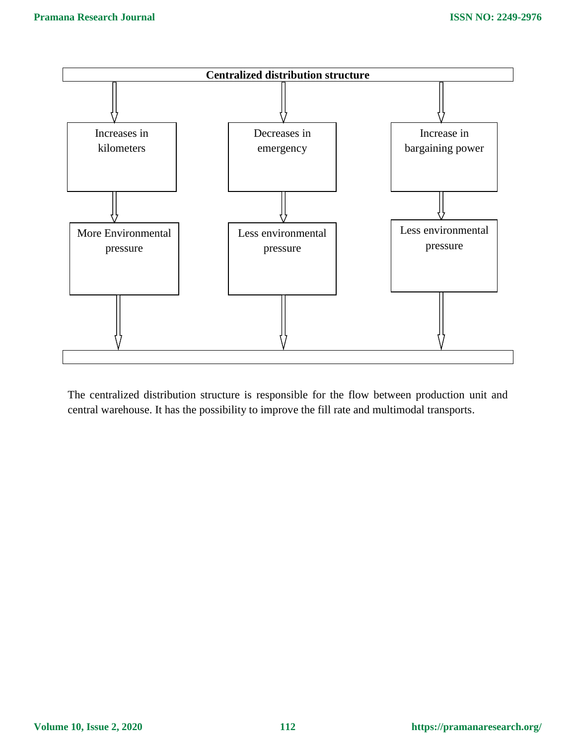**Centralized distribution structure**

| Increases in kilometers | Decreases in emergency | Increase in bargaining power |
| --- | --- | --- |
| More Environmental pressure | Less environmental pressure | Less environmental pressure |

The centralized distribution structure is responsible for the flow between production unit and central warehouse. It has the possibility to improve the fill rate and multimodal transports.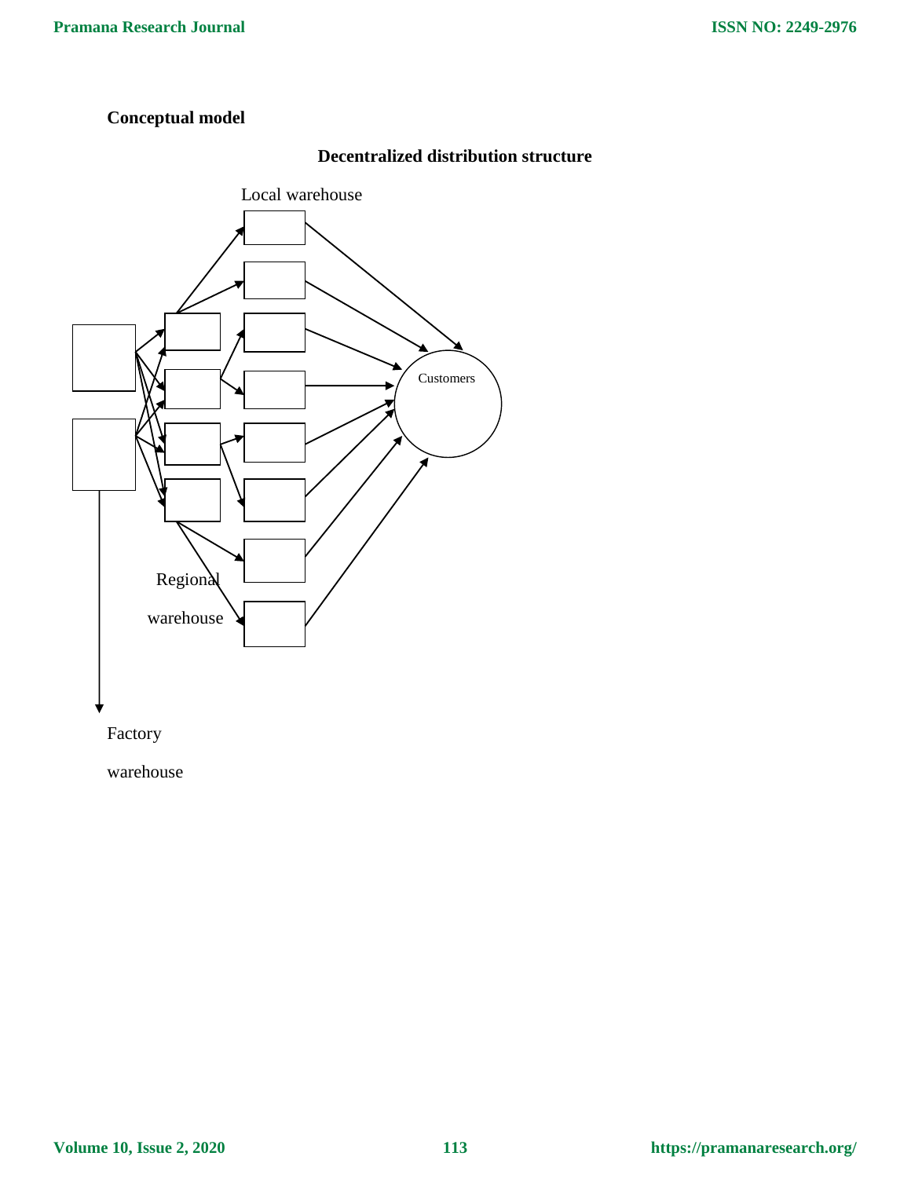**Conceptual model**

**Decentralized distribution structure**

Local warehouse

Customers

Regional

warehouse

Factory

warehouse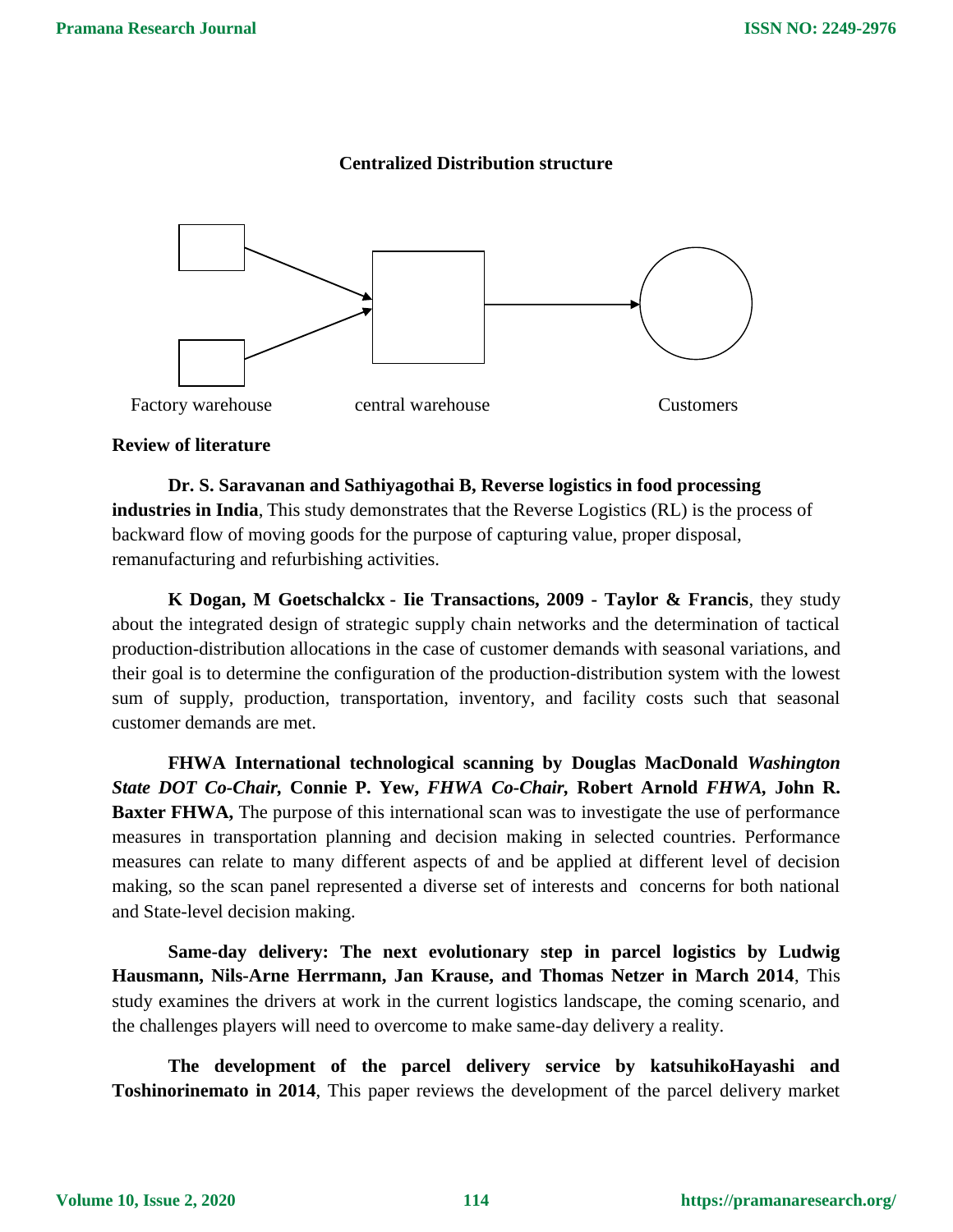**Centralized Distribution structure**

Factory warehouse central warehouse Customers

**Review of literature**

**Dr. S. Saravanan and Sathiyagothai B, Reverse logistics in food processing industries in India**, This study demonstrates that the Reverse Logistics (RL) is the process of backward flow of moving goods for the purpose of capturing value, proper disposal, remanufacturing and refurbishing activities.

**K Dogan, M Goetschalckx - Iie Transactions, 2009 - Taylor & Francis**, they study about the integrated design of strategic supply chain networks and the determination of tactical production-distribution allocations in the case of customer demands with seasonal variations, and their goal is to determine the configuration of the production-distribution system with the lowest sum of supply, production, transportation, inventory, and facility costs such that seasonal customer demands are met.

**FHWA International technological scanning by Douglas MacDonald** ***Washington State DOT Co-Chair,*** **Connie P. Yew,** ***FHWA Co-Chair,*** **Robert Arnold** ***FHWA,*** **John R. Baxter FHWA,** The purpose of this international scan was to investigate the use of performance measures in transportation planning and decision making in selected countries. Performance measures can relate to many different aspects of and be applied at different level of decision making, so the scan panel represented a diverse set of interests and concerns for both national and State-level decision making.

**Same-day delivery: The next evolutionary step in parcel logistics by Ludwig Hausmann, Nils-Arne Herrmann, Jan Krause, and Thomas Netzer in March 2014**, This study examines the drivers at work in the current logistics landscape, the coming scenario, and the challenges players will need to overcome to make same-day delivery a reality.

**The development of the parcel delivery service by katsuhikoHayashi and Toshinorinemato in 2014**, This paper reviews the development of the parcel delivery market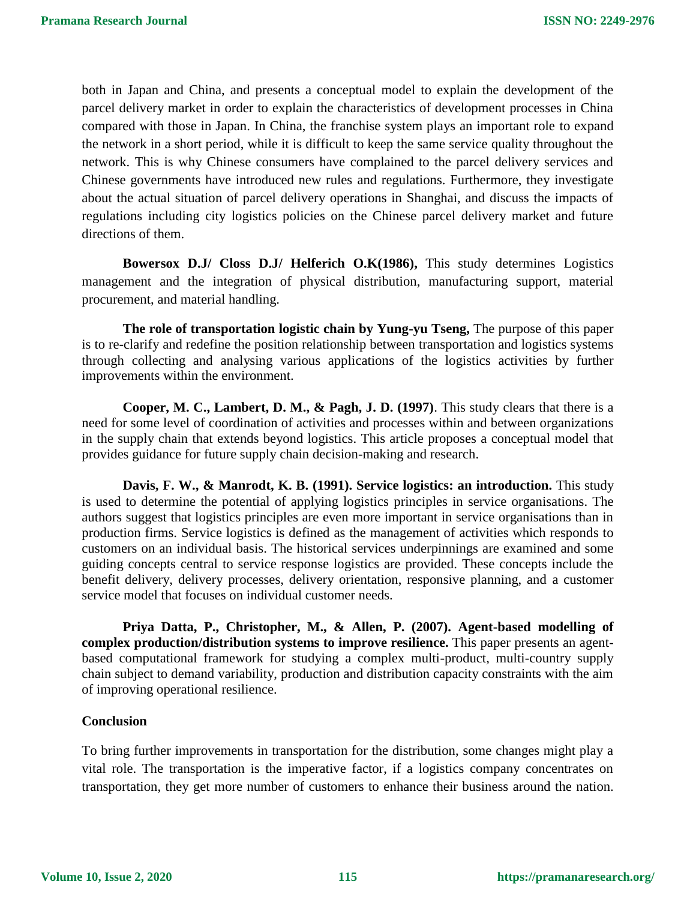both in Japan and China, and presents a conceptual model to explain the development of the parcel delivery market in order to explain the characteristics of development processes in China compared with those in Japan. In China, the franchise system plays an important role to expand the network in a short period, while it is difficult to keep the same service quality throughout the network. This is why Chinese consumers have complained to the parcel delivery services and Chinese governments have introduced new rules and regulations. Furthermore, they investigate about the actual situation of parcel delivery operations in Shanghai, and discuss the impacts of regulations including city logistics policies on the Chinese parcel delivery market and future directions of them.

**Bowersox D.J/ Closs D.J/ Helferich O.K(1986),** This study determines Logistics management and the integration of physical distribution, manufacturing support, material procurement, and material handling.

**The role of transportation logistic chain by Yung-yu Tseng,** The purpose of this paper is to re-clarify and redefine the position relationship between transportation and logistics systems through collecting and analysing various applications of the logistics activities by further improvements within the environment.

**Cooper, M. C., Lambert, D. M., & Pagh, J. D. (1997)**. This study clears that there is a need for some level of coordination of activities and processes within and between organizations in the supply chain that extends beyond logistics. This article proposes a conceptual model that provides guidance for future supply chain decision-making and research.

**Davis, F. W., & Manrodt, K. B. (1991). Service logistics: an introduction.** This study is used to determine the potential of applying logistics principles in service organisations. The authors suggest that logistics principles are even more important in service organisations than in production firms. Service logistics is defined as the management of activities which responds to customers on an individual basis. The historical services underpinnings are examined and some guiding concepts central to service response logistics are provided. These concepts include the benefit delivery, delivery processes, delivery orientation, responsive planning, and a customer service model that focuses on individual customer needs.

**Priya Datta, P., Christopher, M., & Allen, P. (2007). Agent-based modelling of complex production/distribution systems to improve resilience.** This paper presents an agent-based computational framework for studying a complex multi-product, multi-country supply chain subject to demand variability, production and distribution capacity constraints with the aim of improving operational resilience.

## Conclusion

To bring further improvements in transportation for the distribution, some changes might play a vital role. The transportation is the imperative factor, if a logistics company concentrates on transportation, they get more number of customers to enhance their business around the nation.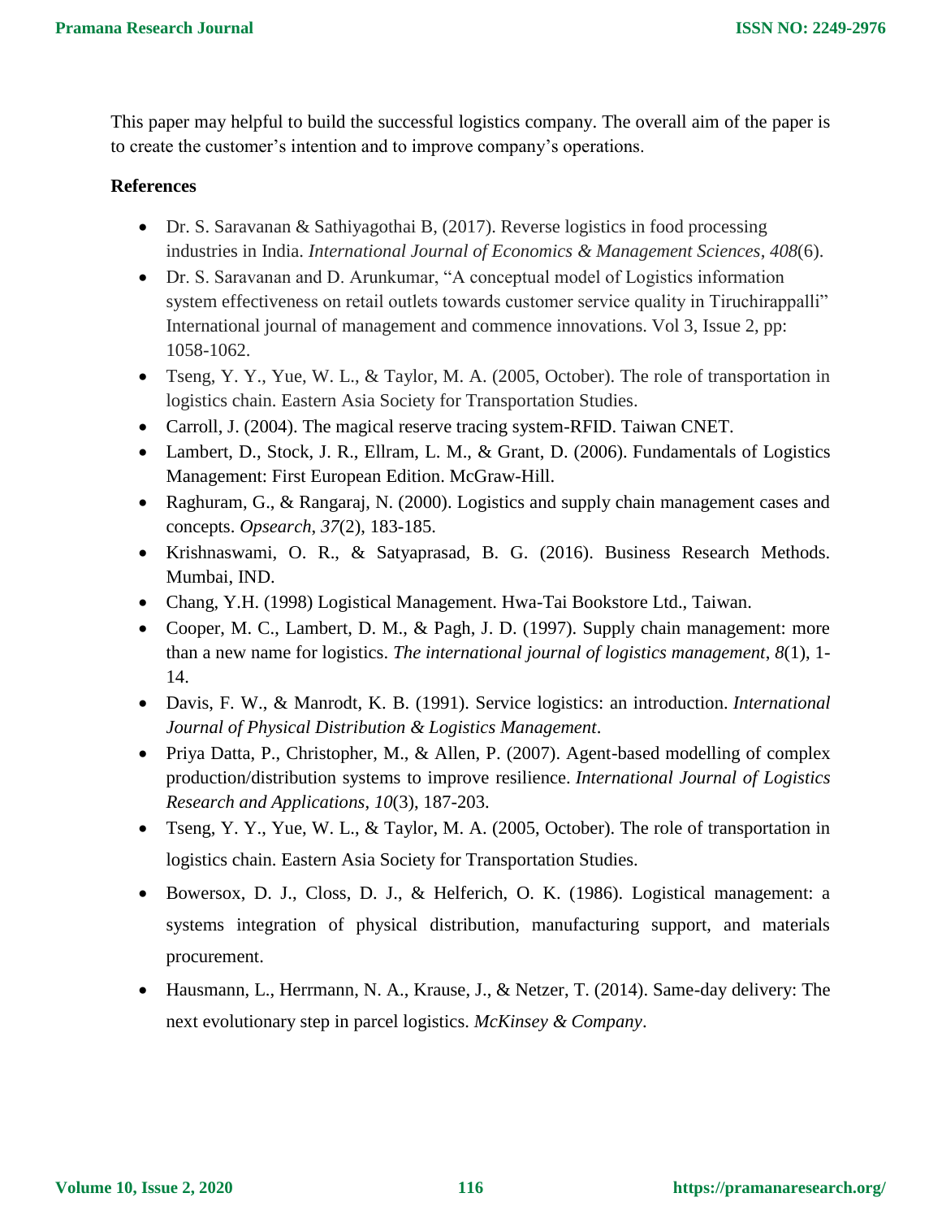This paper may helpful to build the successful logistics company. The overall aim of the paper is to create the customer's intention and to improve company's operations.

**References**

- Dr. S. Saravanan & Sathiyagothai B, (2017). Reverse logistics in food processing industries in India. *International Journal of Economics & Management Sciences*, *408*(6).
- Dr. S. Saravanan and D. Arunkumar, "A conceptual model of Logistics information system effectiveness on retail outlets towards customer service quality in Tiruchirappalli" International journal of management and commence innovations. Vol 3, Issue 2, pp: 1058-1062.
- Tseng, Y. Y., Yue, W. L., & Taylor, M. A. (2005, October). The role of transportation in logistics chain. Eastern Asia Society for Transportation Studies.
- Carroll, J. (2004). The magical reserve tracing system-RFID. Taiwan CNET.
- Lambert, D., Stock, J. R., Ellram, L. M., & Grant, D. (2006). Fundamentals of Logistics Management: First European Edition. McGraw-Hill.
- Raghuram, G., & Rangaraj, N. (2000). Logistics and supply chain management cases and concepts. *Opsearch*, *37*(2), 183-185.
- Krishnaswami, O. R., & Satyaprasad, B. G. (2016). Business Research Methods. Mumbai, IND.
- Chang, Y.H. (1998) Logistical Management. Hwa-Tai Bookstore Ltd., Taiwan.
- Cooper, M. C., Lambert, D. M., & Pagh, J. D. (1997). Supply chain management: more than a new name for logistics. *The international journal of logistics management*, *8*(1), 1-14.
- Davis, F. W., & Manrodt, K. B. (1991). Service logistics: an introduction. *International Journal of Physical Distribution & Logistics Management*.
- Priya Datta, P., Christopher, M., & Allen, P. (2007). Agent-based modelling of complex production/distribution systems to improve resilience. *International Journal of Logistics Research and Applications*, *10*(3), 187-203.
- Tseng, Y. Y., Yue, W. L., & Taylor, M. A. (2005, October). The role of transportation in logistics chain. Eastern Asia Society for Transportation Studies.
- Bowersox, D. J., Closs, D. J., & Helferich, O. K. (1986). Logistical management: a systems integration of physical distribution, manufacturing support, and materials procurement.
- Hausmann, L., Herrmann, N. A., Krause, J., & Netzer, T. (2014). Same-day delivery: The next evolutionary step in parcel logistics. *McKinsey & Company*.